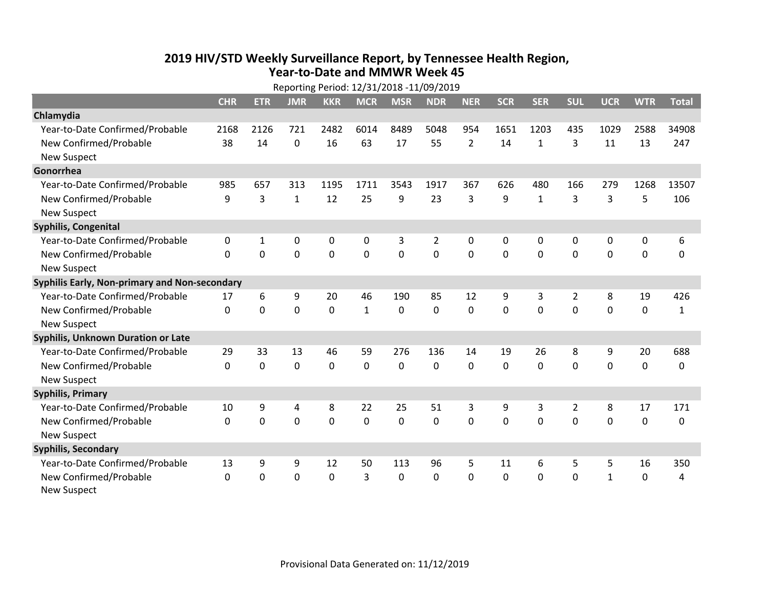# 2019 HIV/STD Weekly Surveillance Report, by Tennessee Health Region, Year-to-Date and MMWR Week 45

Reporting Period: 12/31/2018 -11/09/2019

| | CHR | ETR | JMR | KKR | MCR | MSR | NDR | NER | SCR | SER | SUL | UCR | WTR | Total |
|---|---|---|---|---|---|---|---|---|---|---|---|---|---|---|
| **Chlamydia** | | | | | | | | | | | | | | |
| Year-to-Date Confirmed/Probable | 2168 | 2126 | 721 | 2482 | 6014 | 8489 | 5048 | 954 | 1651 | 1203 | 435 | 1029 | 2588 | 34908 |
| New Confirmed/Probable | 38 | 14 | 0 | 16 | 63 | 17 | 55 | 2 | 14 | 1 | 3 | 11 | 13 | 247 |
| New Suspect | | | | | | | | | | | | | | |
| **Gonorrhea** | | | | | | | | | | | | | | |
| Year-to-Date Confirmed/Probable | 985 | 657 | 313 | 1195 | 1711 | 3543 | 1917 | 367 | 626 | 480 | 166 | 279 | 1268 | 13507 |
| New Confirmed/Probable | 9 | 3 | 1 | 12 | 25 | 9 | 23 | 3 | 9 | 1 | 3 | 3 | 5 | 106 |
| New Suspect | | | | | | | | | | | | | | |
| **Syphilis, Congenital** | | | | | | | | | | | | | | |
| Year-to-Date Confirmed/Probable | 0 | 1 | 0 | 0 | 0 | 3 | 2 | 0 | 0 | 0 | 0 | 0 | 0 | 6 |
| New Confirmed/Probable | 0 | 0 | 0 | 0 | 0 | 0 | 0 | 0 | 0 | 0 | 0 | 0 | 0 | 0 |
| New Suspect | | | | | | | | | | | | | | |
| **Syphilis Early, Non-primary and Non-secondary** | | | | | | | | | | | | | | |
| Year-to-Date Confirmed/Probable | 17 | 6 | 9 | 20 | 46 | 190 | 85 | 12 | 9 | 3 | 2 | 8 | 19 | 426 |
| New Confirmed/Probable | 0 | 0 | 0 | 0 | 1 | 0 | 0 | 0 | 0 | 0 | 0 | 0 | 0 | 1 |
| New Suspect | | | | | | | | | | | | | | |
| **Syphilis, Unknown Duration or Late** | | | | | | | | | | | | | | |
| Year-to-Date Confirmed/Probable | 29 | 33 | 13 | 46 | 59 | 276 | 136 | 14 | 19 | 26 | 8 | 9 | 20 | 688 |
| New Confirmed/Probable | 0 | 0 | 0 | 0 | 0 | 0 | 0 | 0 | 0 | 0 | 0 | 0 | 0 | 0 |
| New Suspect | | | | | | | | | | | | | | |
| **Syphilis, Primary** | | | | | | | | | | | | | | |
| Year-to-Date Confirmed/Probable | 10 | 9 | 4 | 8 | 22 | 25 | 51 | 3 | 9 | 3 | 2 | 8 | 17 | 171 |
| New Confirmed/Probable | 0 | 0 | 0 | 0 | 0 | 0 | 0 | 0 | 0 | 0 | 0 | 0 | 0 | 0 |
| New Suspect | | | | | | | | | | | | | | |
| **Syphilis, Secondary** | | | | | | | | | | | | | | |
| Year-to-Date Confirmed/Probable | 13 | 9 | 9 | 12 | 50 | 113 | 96 | 5 | 11 | 6 | 5 | 5 | 16 | 350 |
| New Confirmed/Probable | 0 | 0 | 0 | 0 | 3 | 0 | 0 | 0 | 0 | 0 | 0 | 1 | 0 | 4 |
| New Suspect | | | | | | | | | | | | | | |

Provisional Data Generated on: 11/12/2019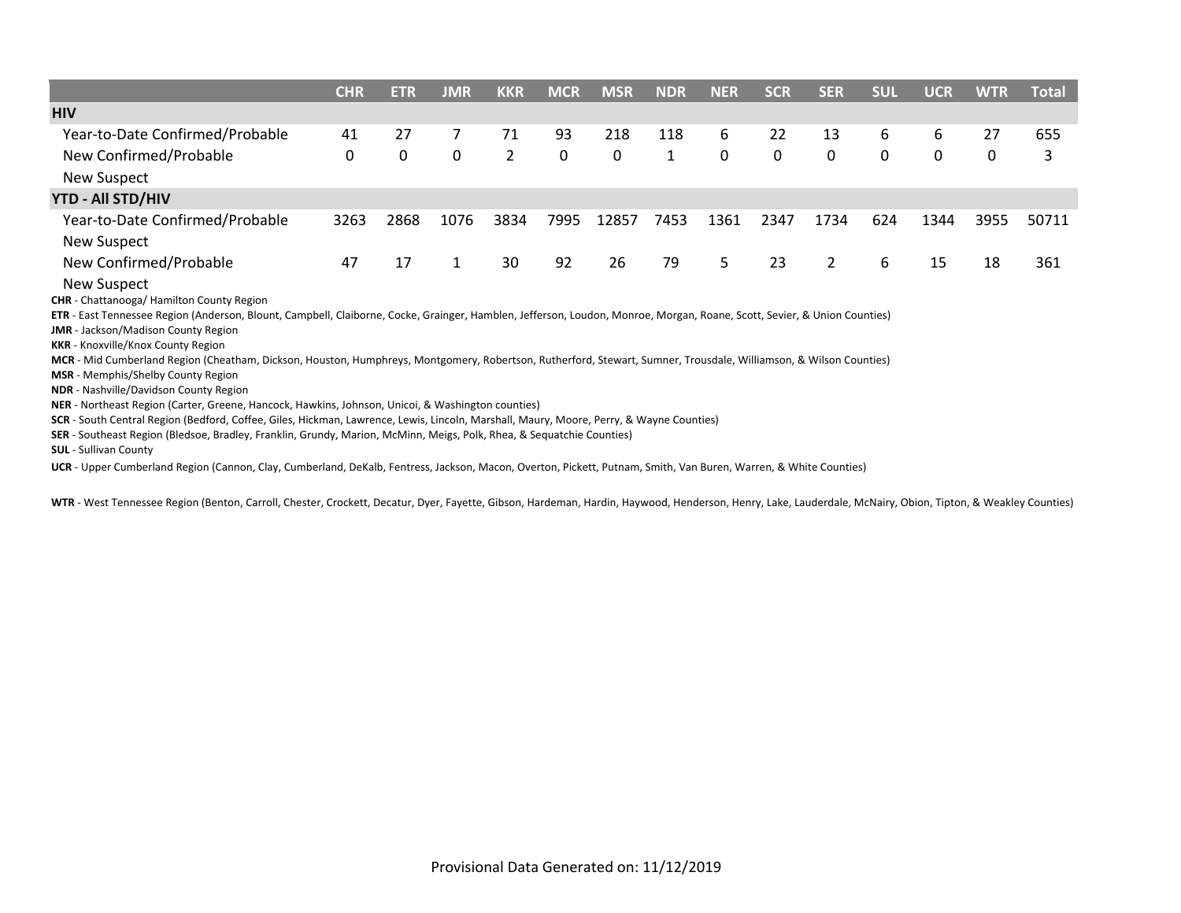| | CHR | ETR | JMR | KKR | MCR | MSR | NDR | NER | SCR | SER | SUL | UCR | WTR | Total |
|---|---|---|---|---|---|---|---|---|---|---|---|---|---|---|
| **HIV** | | | | | | | | | | | | | | |
| Year-to-Date Confirmed/Probable | 41 | 27 | 7 | 71 | 93 | 218 | 118 | 6 | 22 | 13 | 6 | 6 | 27 | 655 |
| New Confirmed/Probable | 0 | 0 | 0 | 2 | 0 | 0 | 1 | 0 | 0 | 0 | 0 | 0 | 0 | 3 |
| New Suspect | | | | | | | | | | | | | | |
| **YTD - All STD/HIV** | | | | | | | | | | | | | | |
| Year-to-Date Confirmed/Probable | 3263 | 2868 | 1076 | 3834 | 7995 | 12857 | 7453 | 1361 | 2347 | 1734 | 624 | 1344 | 3955 | 50711 |
| New Suspect | | | | | | | | | | | | | | |
| New Confirmed/Probable | 47 | 17 | 1 | 30 | 92 | 26 | 79 | 5 | 23 | 2 | 6 | 15 | 18 | 361 |
| New Suspect | | | | | | | | | | | | | | |

**CHR** - Chattanooga/ Hamilton County Region

**ETR** - East Tennessee Region (Anderson, Blount, Campbell, Claiborne, Cocke, Grainger, Hamblen, Jefferson, Loudon, Monroe, Morgan, Roane, Scott, Sevier, & Union Counties)

**JMR** - Jackson/Madison County Region

**KKR** - Knoxville/Knox County Region

**MCR** - Mid Cumberland Region (Cheatham, Dickson, Houston, Humphreys, Montgomery, Robertson, Rutherford, Stewart, Sumner, Trousdale, Williamson, & Wilson Counties)

**MSR** - Memphis/Shelby County Region

**NDR** - Nashville/Davidson County Region

**NER** - Northeast Region (Carter, Greene, Hancock, Hawkins, Johnson, Unicoi, & Washington counties)

**SCR** - South Central Region (Bedford, Coffee, Giles, Hickman, Lawrence, Lewis, Lincoln, Marshall, Maury, Moore, Perry, & Wayne Counties)

**SER** - Southeast Region (Bledsoe, Bradley, Franklin, Grundy, Marion, McMinn, Meigs, Polk, Rhea, & Sequatchie Counties)

**SUL** - Sullivan County

**UCR** - Upper Cumberland Region (Cannon, Clay, Cumberland, DeKalb, Fentress, Jackson, Macon, Overton, Pickett, Putnam, Smith, Van Buren, Warren, & White Counties)

**WTR** - West Tennessee Region (Benton, Carroll, Chester, Crockett, Decatur, Dyer, Fayette, Gibson, Hardeman, Hardin, Haywood, Henderson, Henry, Lake, Lauderdale, McNairy, Obion, Tipton, & Weakley Counties)

Provisional Data Generated on: 11/12/2019